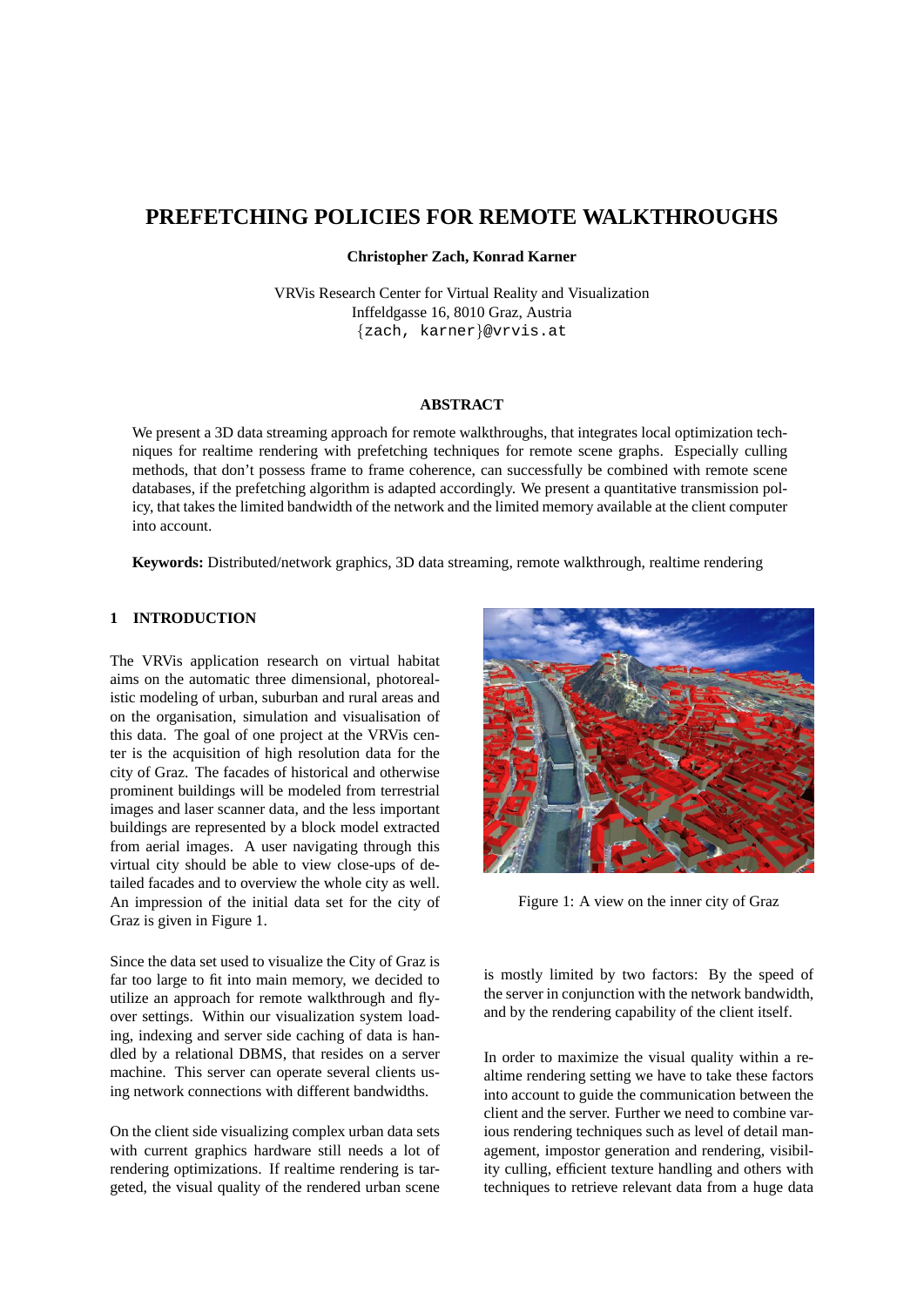# PREFETCHING POLICIES FOR REMOTE WALKTHROUGHS

**Christopher Zach, Konrad Karner**

VRVis Research Center for Virtual Reality and Visualization
Inffeldgasse 16, 8010 Graz, Austria
{zach, karner}@vrvis.at

### ABSTRACT

We present a 3D data streaming approach for remote walkthroughs, that integrates local optimization techniques for realtime rendering with prefetching techniques for remote scene graphs. Especially culling methods, that don't possess frame to frame coherence, can successfully be combined with remote scene databases, if the prefetching algorithm is adapted accordingly. We present a quantitative transmission policy, that takes the limited bandwidth of the network and the limited memory available at the client computer into account.

**Keywords:** Distributed/network graphics, 3D data streaming, remote walkthrough, realtime rendering

## 1 INTRODUCTION

The VRVis application research on virtual habitat aims on the automatic three dimensional, photorealistic modeling of urban, suburban and rural areas and on the organisation, simulation and visualisation of this data. The goal of one project at the VRVis center is the acquisition of high resolution data for the city of Graz. The facades of historical and otherwise prominent buildings will be modeled from terrestrial images and laser scanner data, and the less important buildings are represented by a block model extracted from aerial images. A user navigating through this virtual city should be able to view close-ups of detailed facades and to overview the whole city as well. An impression of the initial data set for the city of Graz is given in Figure 1.

Figure 1: A view on the inner city of Graz

Since the data set used to visualize the City of Graz is far too large to fit into main memory, we decided to utilize an approach for remote walkthrough and fly-over settings. Within our visualization system loading, indexing and server side caching of data is handled by a relational DBMS, that resides on a server machine. This server can operate several clients using network connections with different bandwidths.

On the client side visualizing complex urban data sets with current graphics hardware still needs a lot of rendering optimizations. If realtime rendering is targeted, the visual quality of the rendered urban scene is mostly limited by two factors: By the speed of the server in conjunction with the network bandwidth, and by the rendering capability of the client itself.

In order to maximize the visual quality within a realtime rendering setting we have to take these factors into account to guide the communication between the client and the server. Further we need to combine various rendering techniques such as level of detail management, impostor generation and rendering, visibility culling, efficient texture handling and others with techniques to retrieve relevant data from a huge data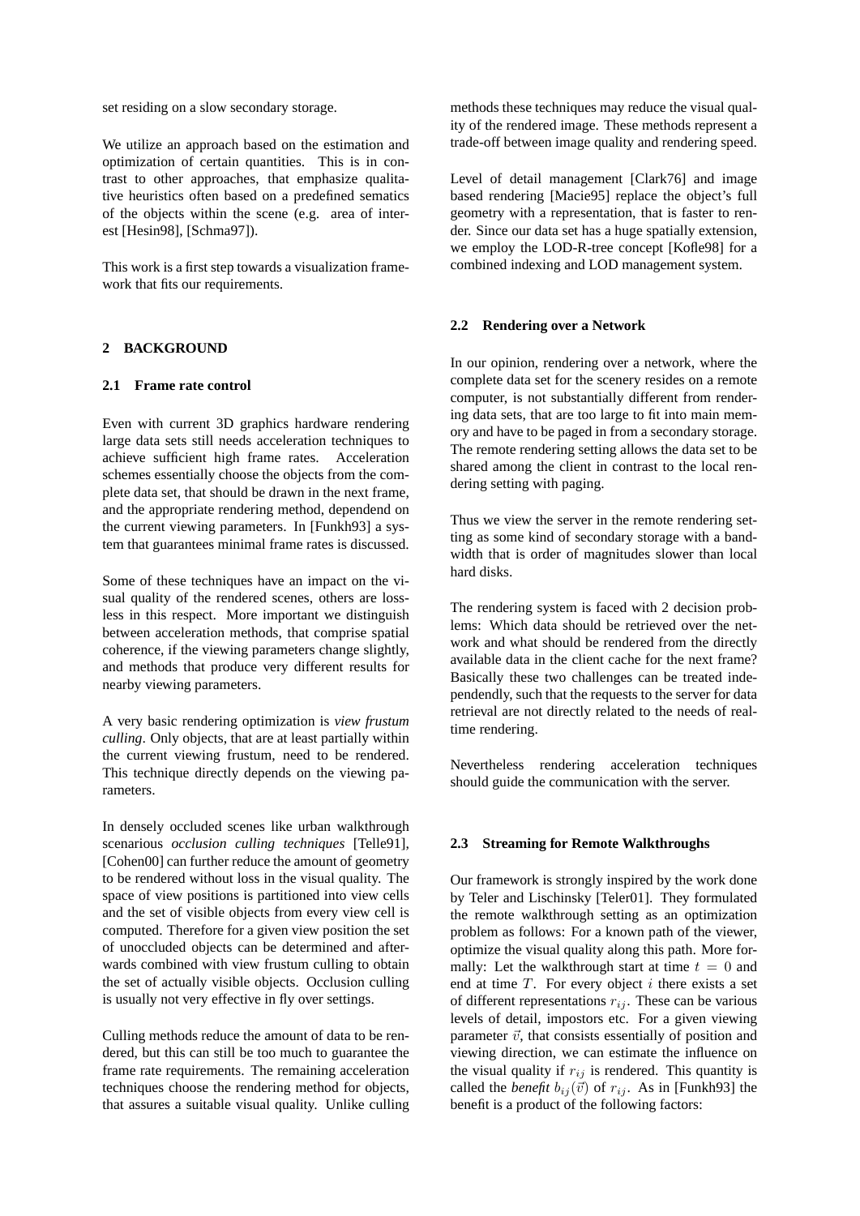set residing on a slow secondary storage.

We utilize an approach based on the estimation and optimization of certain quantities. This is in contrast to other approaches, that emphasize qualitative heuristics often based on a predefined sematics of the objects within the scene (e.g. area of interest [Hesin98], [Schma97]).

This work is a first step towards a visualization framework that fits our requirements.

## 2 BACKGROUND

### 2.1 Frame rate control

Even with current 3D graphics hardware rendering large data sets still needs acceleration techniques to achieve sufficient high frame rates. Acceleration schemes essentially choose the objects from the complete data set, that should be drawn in the next frame, and the appropriate rendering method, dependend on the current viewing parameters. In [Funkh93] a system that guarantees minimal frame rates is discussed.

Some of these techniques have an impact on the visual quality of the rendered scenes, others are lossless in this respect. More important we distinguish between acceleration methods, that comprise spatial coherence, if the viewing parameters change slightly, and methods that produce very different results for nearby viewing parameters.

A very basic rendering optimization is *view frustum culling*. Only objects, that are at least partially within the current viewing frustum, need to be rendered. This technique directly depends on the viewing parameters.

In densely occluded scenes like urban walkthrough scenarious *occlusion culling techniques* [Telle91], [Cohen00] can further reduce the amount of geometry to be rendered without loss in the visual quality. The space of view positions is partitioned into view cells and the set of visible objects from every view cell is computed. Therefore for a given view position the set of unoccluded objects can be determined and afterwards combined with view frustum culling to obtain the set of actually visible objects. Occlusion culling is usually not very effective in fly over settings.

Culling methods reduce the amount of data to be rendered, but this can still be too much to guarantee the frame rate requirements. The remaining acceleration techniques choose the rendering method for objects, that assures a suitable visual quality. Unlike culling methods these techniques may reduce the visual quality of the rendered image. These methods represent a trade-off between image quality and rendering speed.

Level of detail management [Clark76] and image based rendering [Macie95] replace the object's full geometry with a representation, that is faster to render. Since our data set has a huge spatially extension, we employ the LOD-R-tree concept [Kofle98] for a combined indexing and LOD management system.

### 2.2 Rendering over a Network

In our opinion, rendering over a network, where the complete data set for the scenery resides on a remote computer, is not substantially different from rendering data sets, that are too large to fit into main memory and have to be paged in from a secondary storage. The remote rendering setting allows the data set to be shared among the client in contrast to the local rendering setting with paging.

Thus we view the server in the remote rendering setting as some kind of secondary storage with a bandwidth that is order of magnitudes slower than local hard disks.

The rendering system is faced with 2 decision problems: Which data should be retrieved over the network and what should be rendered from the directly available data in the client cache for the next frame? Basically these two challenges can be treated independendly, such that the requests to the server for data retrieval are not directly related to the needs of realtime rendering.

Nevertheless rendering acceleration techniques should guide the communication with the server.

### 2.3 Streaming for Remote Walkthroughs

Our framework is strongly inspired by the work done by Teler and Lischinsky [Teler01]. They formulated the remote walkthrough setting as an optimization problem as follows: For a known path of the viewer, optimize the visual quality along this path. More formally: Let the walkthrough start at time $t = 0$ and end at time $T$. For every object $i$ there exists a set of different representations $r_{ij}$. These can be various levels of detail, impostors etc. For a given viewing parameter $\vec{v}$, that consists essentially of position and viewing direction, we can estimate the influence on the visual quality if $r_{ij}$ is rendered. This quantity is called the *benefit* $b_{ij}(\vec{v})$ of $r_{ij}$. As in [Funkh93] the benefit is a product of the following factors: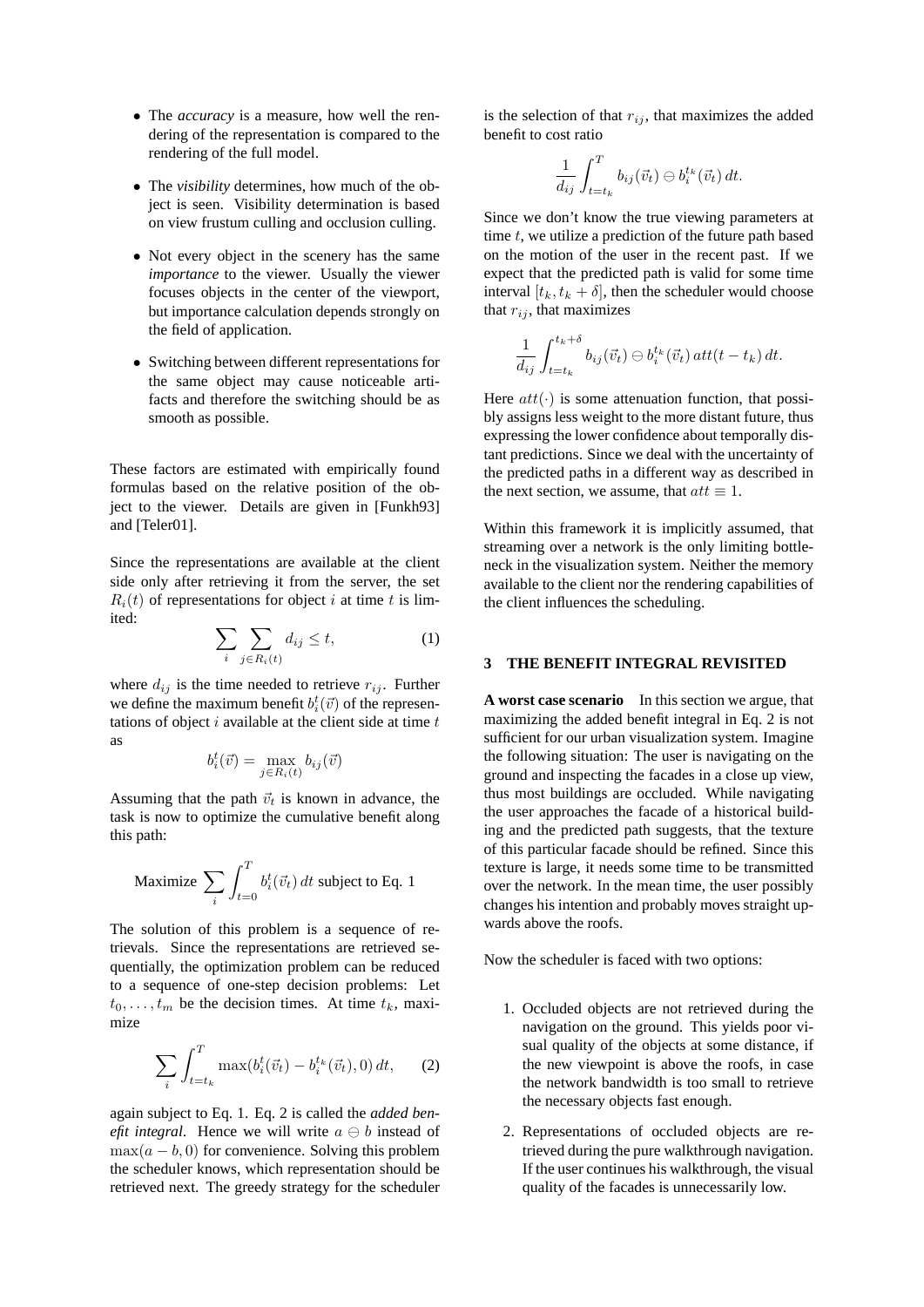- The *accuracy* is a measure, how well the rendering of the representation is compared to the rendering of the full model.
- The *visibility* determines, how much of the object is seen. Visibility determination is based on view frustum culling and occlusion culling.
- Not every object in the scenery has the same *importance* to the viewer. Usually the viewer focuses objects in the center of the viewport, but importance calculation depends strongly on the field of application.
- Switching between different representations for the same object may cause noticeable artifacts and therefore the switching should be as smooth as possible.

These factors are estimated with empirically found formulas based on the relative position of the object to the viewer. Details are given in [Funkh93] and [Teler01].

Since the representations are available at the client side only after retrieving it from the server, the set $R_i(t)$ of representations for object $i$ at time $t$ is limited:

$$\sum_i \sum_{j \in R_i(t)} d_{ij} \leq t, \tag{1}$$

where $d_{ij}$ is the time needed to retrieve $r_{ij}$. Further we define the maximum benefit $b_i^t(\vec{v})$ of the representations of object $i$ available at the client side at time $t$ as

$$b_i^t(\vec{v}) = \max_{j \in R_i(t)} b_{ij}(\vec{v})$$

Assuming that the path $\vec{v}_t$ is known in advance, the task is now to optimize the cumulative benefit along this path:

$$\text{Maximize } \sum_i \int_{t=0}^{T} b_i^t(\vec{v}_t)\, dt \text{ subject to Eq. 1}$$

The solution of this problem is a sequence of retrievals. Since the representations are retrieved sequentially, the optimization problem can be reduced to a sequence of one-step decision problems: Let $t_0, \ldots, t_m$ be the decision times. At time $t_k$, maximize

$$\sum_i \int_{t=t_k}^{T} \max(b_i^t(\vec{v}_t) - b_i^{t_k}(\vec{v}_t), 0)\, dt, \tag{2}$$

again subject to Eq. 1. Eq. 2 is called the *added benefit integral*. Hence we will write $a \ominus b$ instead of $\max(a - b, 0)$ for convenience. Solving this problem the scheduler knows, which representation should be retrieved next. The greedy strategy for the scheduler is the selection of that $r_{ij}$, that maximizes the added benefit to cost ratio

$$\frac{1}{d_{ij}} \int_{t=t_k}^{T} b_{ij}(\vec{v}_t) \ominus b_i^{t_k}(\vec{v}_t)\, dt.$$

Since we don't know the true viewing parameters at time $t$, we utilize a prediction of the future path based on the motion of the user in the recent past. If we expect that the predicted path is valid for some time interval $[t_k, t_k + \delta]$, then the scheduler would choose that $r_{ij}$, that maximizes

$$\frac{1}{d_{ij}} \int_{t=t_k}^{t_k+\delta} b_{ij}(\vec{v}_t) \ominus b_i^{t_k}(\vec{v}_t)\, att(t - t_k)\, dt.$$

Here $att(\cdot)$ is some attenuation function, that possibly assigns less weight to the more distant future, thus expressing the lower confidence about temporally distant predictions. Since we deal with the uncertainty of the predicted paths in a different way as described in the next section, we assume, that $att \equiv 1$.

Within this framework it is implicitly assumed, that streaming over a network is the only limiting bottleneck in the visualization system. Neither the memory available to the client nor the rendering capabilities of the client influences the scheduling.

## 3 THE BENEFIT INTEGRAL REVISITED

**A worst case scenario** In this section we argue, that maximizing the added benefit integral in Eq. 2 is not sufficient for our urban visualization system. Imagine the following situation: The user is navigating on the ground and inspecting the facades in a close up view, thus most buildings are occluded. While navigating the user approaches the facade of a historical building and the predicted path suggests, that the texture of this particular facade should be refined. Since this texture is large, it needs some time to be transmitted over the network. In the mean time, the user possibly changes his intention and probably moves straight upwards above the roofs.

Now the scheduler is faced with two options:

1. Occluded objects are not retrieved during the navigation on the ground. This yields poor visual quality of the objects at some distance, if the new viewpoint is above the roofs, in case the network bandwidth is too small to retrieve the necessary objects fast enough.
2. Representations of occluded objects are retrieved during the pure walkthrough navigation. If the user continues his walkthrough, the visual quality of the facades is unnecessarily low.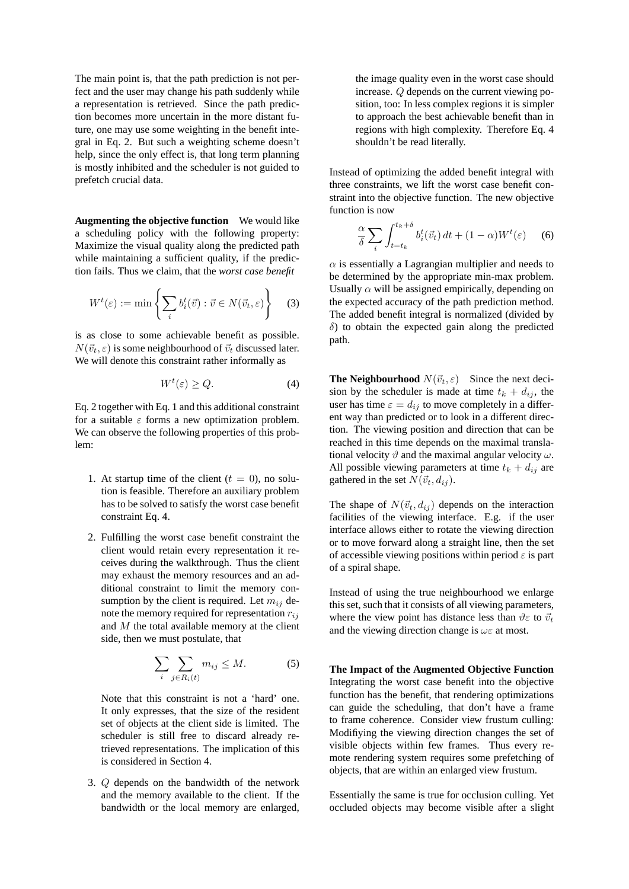The main point is, that the path prediction is not perfect and the user may change his path suddenly while a representation is retrieved. Since the path prediction becomes more uncertain in the more distant future, one may use some weighting in the benefit integral in Eq. 2. But such a weighting scheme doesn't help, since the only effect is, that long term planning is mostly inhibited and the scheduler is not guided to prefetch crucial data.

**Augmenting the objective function** We would like a scheduling policy with the following property: Maximize the visual quality along the predicted path while maintaining a sufficient quality, if the prediction fails. Thus we claim, that the *worst case benefit*

$$W^t(\varepsilon) := \min \left\{ \sum_i b_i^t(\vec{v}) : \vec{v} \in N(\vec{v}_t, \varepsilon) \right\} \quad (3)$$

is as close to some achievable benefit as possible. $N(\vec{v}_t, \varepsilon)$ is some neighbourhood of $\vec{v}_t$ discussed later. We will denote this constraint rather informally as

$$W^t(\varepsilon) \geq Q. \quad (4)$$

Eq. 2 together with Eq. 1 and this additional constraint for a suitable $\varepsilon$ forms a new optimization problem. We can observe the following properties of this problem:

1. At startup time of the client ($t = 0$), no solution is feasible. Therefore an auxiliary problem has to be solved to satisfy the worst case benefit constraint Eq. 4.

2. Fulfilling the worst case benefit constraint the client would retain every representation it receives during the walkthrough. Thus the client may exhaust the memory resources and an additional constraint to limit the memory consumption by the client is required. Let $m_{ij}$ denote the memory required for representation $r_{ij}$ and $M$ the total available memory at the client side, then we must postulate, that

$$\sum_i \sum_{j \in R_i(t)} m_{ij} \leq M. \quad (5)$$

   Note that this constraint is not a 'hard' one. It only expresses, that the size of the resident set of objects at the client side is limited. The scheduler is still free to discard already retrieved representations. The implication of this is considered in Section 4.

3. $Q$ depends on the bandwidth of the network and the memory available to the client. If the bandwidth or the local memory are enlarged, the image quality even in the worst case should increase. $Q$ depends on the current viewing position, too: In less complex regions it is simpler to approach the best achievable benefit than in regions with high complexity. Therefore Eq. 4 shouldn't be read literally.

Instead of optimizing the added benefit integral with three constraints, we lift the worst case benefit constraint into the objective function. The new objective function is now

$$\frac{\alpha}{\delta} \sum_i \int_{t=t_k}^{t_k+\delta} b_i^t(\vec{v}_t)\, dt + (1 - \alpha) W^t(\varepsilon) \quad (6)$$

$\alpha$ is essentially a Lagrangian multiplier and needs to be determined by the appropriate min-max problem. Usually $\alpha$ will be assigned empirically, depending on the expected accuracy of the path prediction method. The added benefit integral is normalized (divided by $\delta$) to obtain the expected gain along the predicted path.

**The Neighbourhood $N(\vec{v}_t, \varepsilon)$** Since the next decision by the scheduler is made at time $t_k + d_{ij}$, the user has time $\varepsilon = d_{ij}$ to move completely in a different way than predicted or to look in a different direction. The viewing position and direction that can be reached in this time depends on the maximal translational velocity $\vartheta$ and the maximal angular velocity $\omega$. All possible viewing parameters at time $t_k + d_{ij}$ are gathered in the set $N(\vec{v}_t, d_{ij})$.

The shape of $N(\vec{v}_t, d_{ij})$ depends on the interaction facilities of the viewing interface. E.g. if the user interface allows either to rotate the viewing direction or to move forward along a straight line, then the set of accessible viewing positions within period $\varepsilon$ is part of a spiral shape.

Instead of using the true neighbourhood we enlarge this set, such that it consists of all viewing parameters, where the view point has distance less than $\vartheta\varepsilon$ to $\vec{v}_t$ and the viewing direction change is $\omega\varepsilon$ at most.

**The Impact of the Augmented Objective Function** Integrating the worst case benefit into the objective function has the benefit, that rendering optimizations can guide the scheduling, that don't have a frame to frame coherence. Consider view frustum culling: Modifiying the viewing direction changes the set of visible objects within few frames. Thus every remote rendering system requires some prefetching of objects, that are within an enlarged view frustum.

Essentially the same is true for occlusion culling. Yet occluded objects may become visible after a slight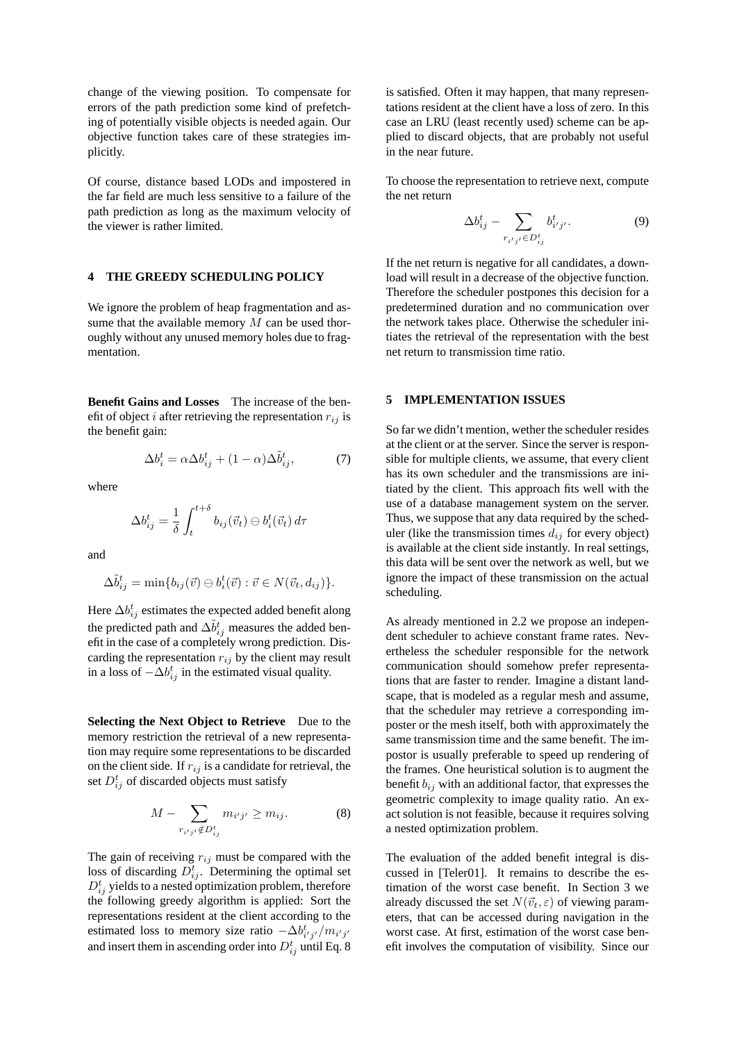change of the viewing position. To compensate for errors of the path prediction some kind of prefetching of potentially visible objects is needed again. Our objective function takes care of these strategies implicitly.

Of course, distance based LODs and impostered in the far field are much less sensitive to a failure of the path prediction as long as the maximum velocity of the viewer is rather limited.

## 4 THE GREEDY SCHEDULING POLICY

We ignore the problem of heap fragmentation and assume that the available memory $M$ can be used thoroughly without any unused memory holes due to fragmentation.

**Benefit Gains and Losses** The increase of the benefit of object $i$ after retrieving the representation $r_{ij}$ is the benefit gain:

$$\Delta b_i^t = \alpha \Delta b_{ij}^t + (1 - \alpha)\Delta \tilde{b}_{ij}^t, \tag{7}$$

where

$$\Delta b_{ij}^t = \frac{1}{\delta} \int_t^{t+\delta} b_{ij}(\vec{v}_t) \ominus b_i^t(\vec{v}_t)\, d\tau$$

and

$$\Delta \tilde{b}_{ij}^t = \min\{b_{ij}(\vec{v}) \ominus b_i^t(\vec{v}) : \vec{v} \in N(\vec{v}_t, d_{ij})\}.$$

Here $\Delta b_{ij}^t$ estimates the expected added benefit along the predicted path and $\Delta \tilde{b}_{ij}^t$ measures the added benefit in the case of a completely wrong prediction. Discarding the representation $r_{ij}$ by the client may result in a loss of $-\Delta b_{ij}^t$ in the estimated visual quality.

**Selecting the Next Object to Retrieve** Due to the memory restriction the retrieval of a new representation may require some representations to be discarded on the client side. If $r_{ij}$ is a candidate for retrieval, the set $D_{ij}^t$ of discarded objects must satisfy

$$M - \sum_{r_{i'j'} \notin D_{ij}^t} m_{i'j'} \geq m_{ij}. \tag{8}$$

The gain of receiving $r_{ij}$ must be compared with the loss of discarding $D_{ij}^t$. Determining the optimal set $D_{ij}^t$ yields to a nested optimization problem, therefore the following greedy algorithm is applied: Sort the representations resident at the client according to the estimated loss to memory size ratio $-\Delta b_{i'j'}^t / m_{i'j'}$ and insert them in ascending order into $D_{ij}^t$ until Eq. 8 is satisfied. Often it may happen, that many representations resident at the client have a loss of zero. In this case an LRU (least recently used) scheme can be applied to discard objects, that are probably not useful in the near future.

To choose the representation to retrieve next, compute the net return

$$\Delta b_{ij}^t - \sum_{r_{i'j'} \in D_{ij}^t} b_{i'j'}^t. \tag{9}$$

If the net return is negative for all candidates, a download will result in a decrease of the objective function. Therefore the scheduler postpones this decision for a predetermined duration and no communication over the network takes place. Otherwise the scheduler initiates the retrieval of the representation with the best net return to transmission time ratio.

## 5 IMPLEMENTATION ISSUES

So far we didn't mention, wether the scheduler resides at the client or at the server. Since the server is responsible for multiple clients, we assume, that every client has its own scheduler and the transmissions are initiated by the client. This approach fits well with the use of a database management system on the server. Thus, we suppose that any data required by the scheduler (like the transmission times $d_{ij}$ for every object) is available at the client side instantly. In real settings, this data will be sent over the network as well, but we ignore the impact of these transmission on the actual scheduling.

As already mentioned in 2.2 we propose an independent scheduler to achieve constant frame rates. Nevertheless the scheduler responsible for the network communication should somehow prefer representations that are faster to render. Imagine a distant landscape, that is modeled as a regular mesh and assume, that the scheduler may retrieve a corresponding imposter or the mesh itself, both with approximately the same transmission time and the same benefit. The impostor is usually preferable to speed up rendering of the frames. One heuristical solution is to augment the benefit $b_{ij}$ with an additional factor, that expresses the geometric complexity to image quality ratio. An exact solution is not feasible, because it requires solving a nested optimization problem.

The evaluation of the added benefit integral is discussed in [Teler01]. It remains to describe the estimation of the worst case benefit. In Section 3 we already discussed the set $N(\vec{v}_t, \varepsilon)$ of viewing parameters, that can be accessed during navigation in the worst case. At first, estimation of the worst case benefit involves the computation of visibility. Since our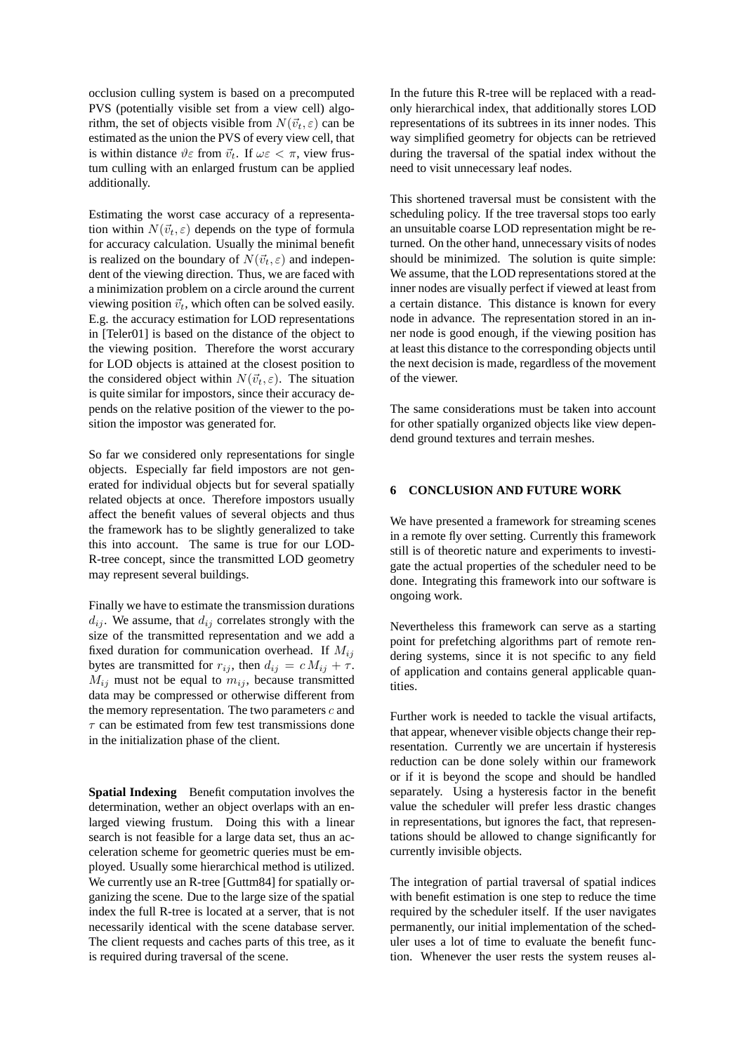occlusion culling system is based on a precomputed PVS (potentially visible set from a view cell) algorithm, the set of objects visible from $N(\vec{v}_t, \varepsilon)$ can be estimated as the union the PVS of every view cell, that is within distance $\vartheta\varepsilon$ from $\vec{v}_t$. If $\omega\varepsilon < \pi$, view frustum culling with an enlarged frustum can be applied additionally.

Estimating the worst case accuracy of a representation within $N(\vec{v}_t, \varepsilon)$ depends on the type of formula for accuracy calculation. Usually the minimal benefit is realized on the boundary of $N(\vec{v}_t, \varepsilon)$ and independent of the viewing direction. Thus, we are faced with a minimization problem on a circle around the current viewing position $\vec{v}_t$, which often can be solved easily. E.g. the accuracy estimation for LOD representations in [Teler01] is based on the distance of the object to the viewing position. Therefore the worst accurary for LOD objects is attained at the closest position to the considered object within $N(\vec{v}_t, \varepsilon)$. The situation is quite similar for impostors, since their accuracy depends on the relative position of the viewer to the position the impostor was generated for.

So far we considered only representations for single objects. Especially far field impostors are not generated for individual objects but for several spatially related objects at once. Therefore impostors usually affect the benefit values of several objects and thus the framework has to be slightly generalized to take this into account. The same is true for our LOD-R-tree concept, since the transmitted LOD geometry may represent several buildings.

Finally we have to estimate the transmission durations $d_{ij}$. We assume, that $d_{ij}$ correlates strongly with the size of the transmitted representation and we add a fixed duration for communication overhead. If $M_{ij}$ bytes are transmitted for $r_{ij}$, then $d_{ij} = c\,M_{ij} + \tau$. $M_{ij}$ must not be equal to $m_{ij}$, because transmitted data may be compressed or otherwise different from the memory representation. The two parameters $c$ and $\tau$ can be estimated from few test transmissions done in the initialization phase of the client.

**Spatial Indexing** Benefit computation involves the determination, wether an object overlaps with an enlarged viewing frustum. Doing this with a linear search is not feasible for a large data set, thus an acceleration scheme for geometric queries must be employed. Usually some hierarchical method is utilized. We currently use an R-tree [Guttm84] for spatially organizing the scene. Due to the large size of the spatial index the full R-tree is located at a server, that is not necessarily identical with the scene database server. The client requests and caches parts of this tree, as it is required during traversal of the scene.

In the future this R-tree will be replaced with a read-only hierarchical index, that additionally stores LOD representations of its subtrees in its inner nodes. This way simplified geometry for objects can be retrieved during the traversal of the spatial index without the need to visit unnecessary leaf nodes.

This shortened traversal must be consistent with the scheduling policy. If the tree traversal stops too early an unsuitable coarse LOD representation might be returned. On the other hand, unnecessary visits of nodes should be minimized. The solution is quite simple: We assume, that the LOD representations stored at the inner nodes are visually perfect if viewed at least from a certain distance. This distance is known for every node in advance. The representation stored in an inner node is good enough, if the viewing position has at least this distance to the corresponding objects until the next decision is made, regardless of the movement of the viewer.

The same considerations must be taken into account for other spatially organized objects like view dependend ground textures and terrain meshes.

## 6 CONCLUSION AND FUTURE WORK

We have presented a framework for streaming scenes in a remote fly over setting. Currently this framework still is of theoretic nature and experiments to investigate the actual properties of the scheduler need to be done. Integrating this framework into our software is ongoing work.

Nevertheless this framework can serve as a starting point for prefetching algorithms part of remote rendering systems, since it is not specific to any field of application and contains general applicable quantities.

Further work is needed to tackle the visual artifacts, that appear, whenever visible objects change their representation. Currently we are uncertain if hysteresis reduction can be done solely within our framework or if it is beyond the scope and should be handled separately. Using a hysteresis factor in the benefit value the scheduler will prefer less drastic changes in representations, but ignores the fact, that representations should be allowed to change significantly for currently invisible objects.

The integration of partial traversal of spatial indices with benefit estimation is one step to reduce the time required by the scheduler itself. If the user navigates permanently, our initial implementation of the scheduler uses a lot of time to evaluate the benefit function. Whenever the user rests the system reuses al-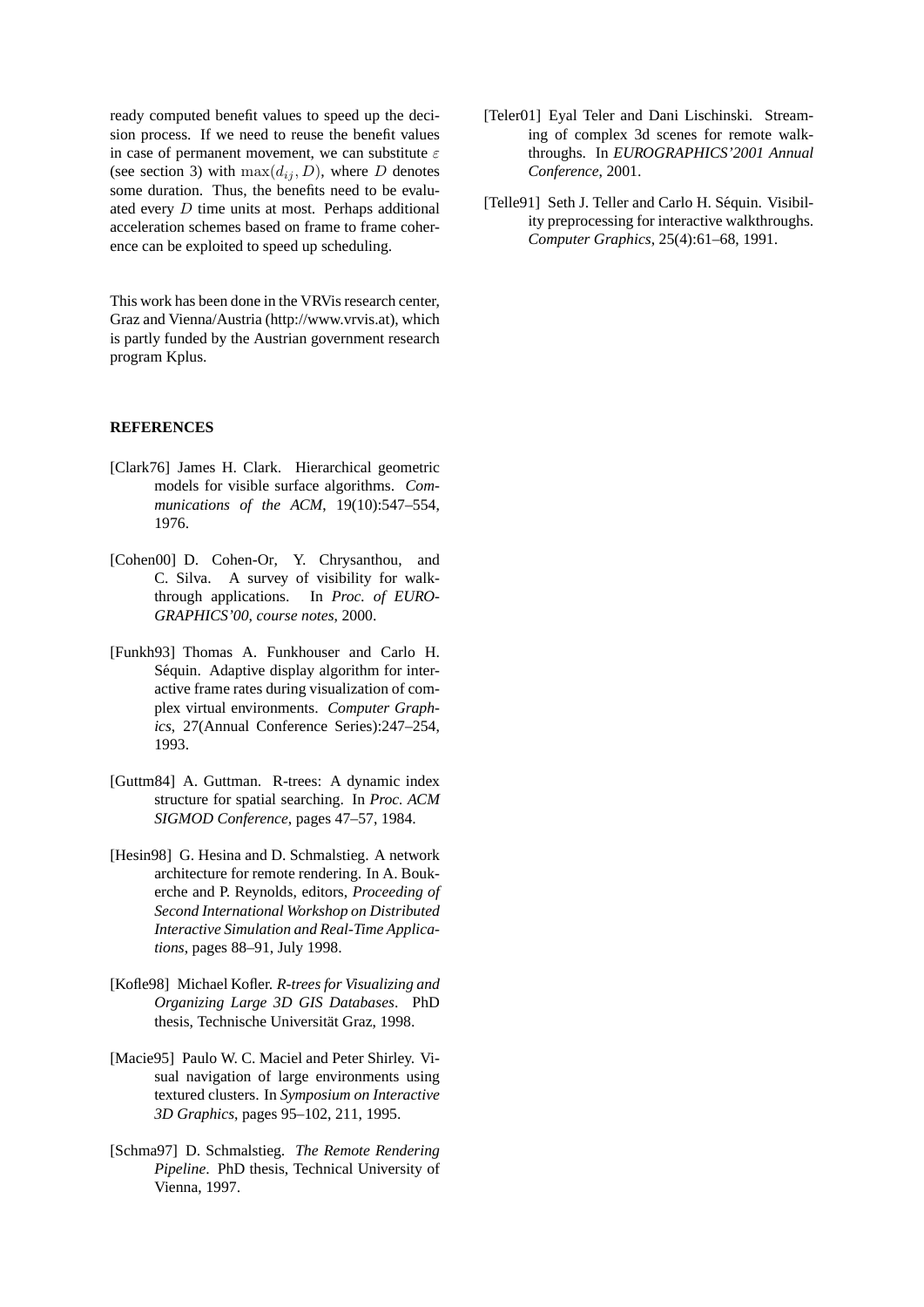ready computed benefit values to speed up the decision process. If we need to reuse the benefit values in case of permanent movement, we can substitute $\varepsilon$ (see section 3) with $\max(d_{ij}, D)$, where $D$ denotes some duration. Thus, the benefits need to be evaluated every $D$ time units at most. Perhaps additional acceleration schemes based on frame to frame coherence can be exploited to speed up scheduling.

This work has been done in the VRVis research center, Graz and Vienna/Austria (http://www.vrvis.at), which is partly funded by the Austrian government research program Kplus.

## REFERENCES

[Clark76] James H. Clark. Hierarchical geometric models for visible surface algorithms. *Communications of the ACM*, 19(10):547–554, 1976.

[Cohen00] D. Cohen-Or, Y. Chrysanthou, and C. Silva. A survey of visibility for walkthrough applications. In *Proc. of EUROGRAPHICS'00, course notes*, 2000.

[Funkh93] Thomas A. Funkhouser and Carlo H. Séquin. Adaptive display algorithm for interactive frame rates during visualization of complex virtual environments. *Computer Graphics*, 27(Annual Conference Series):247–254, 1993.

[Guttm84] A. Guttman. R-trees: A dynamic index structure for spatial searching. In *Proc. ACM SIGMOD Conference*, pages 47–57, 1984.

[Hesin98] G. Hesina and D. Schmalstieg. A network architecture for remote rendering. In A. Boukerche and P. Reynolds, editors, *Proceeding of Second International Workshop on Distributed Interactive Simulation and Real-Time Applications*, pages 88–91, July 1998.

[Kofle98] Michael Kofler. *R-trees for Visualizing and Organizing Large 3D GIS Databases*. PhD thesis, Technische Universität Graz, 1998.

[Macie95] Paulo W. C. Maciel and Peter Shirley. Visual navigation of large environments using textured clusters. In *Symposium on Interactive 3D Graphics*, pages 95–102, 211, 1995.

[Schma97] D. Schmalstieg. *The Remote Rendering Pipeline*. PhD thesis, Technical University of Vienna, 1997.

[Teler01] Eyal Teler and Dani Lischinski. Streaming of complex 3d scenes for remote walkthroughs. In *EUROGRAPHICS'2001 Annual Conference*, 2001.

[Telle91] Seth J. Teller and Carlo H. Séquin. Visibility preprocessing for interactive walkthroughs. *Computer Graphics*, 25(4):61–68, 1991.